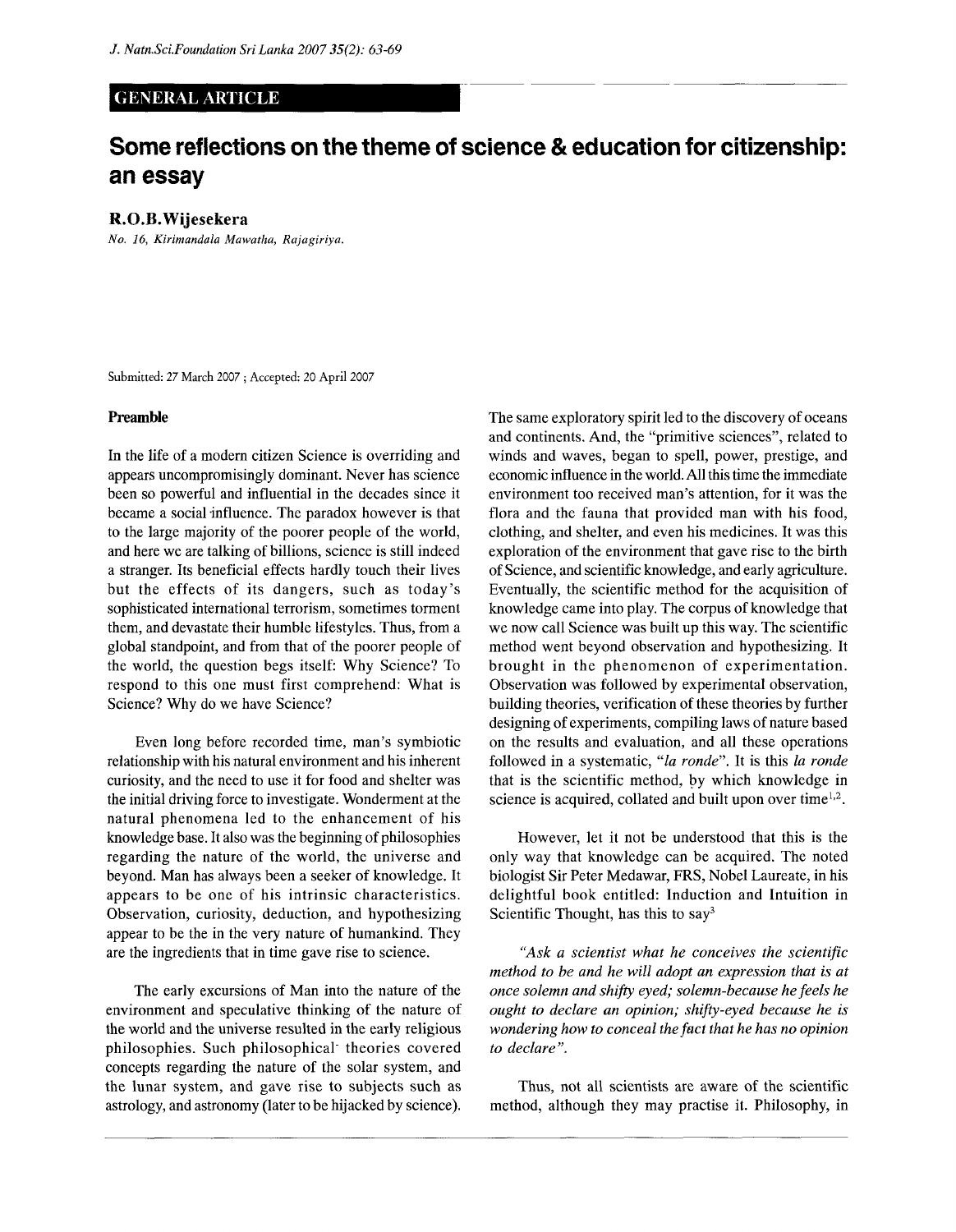GENERAL ARTICLE

# Some reflections on the theme of science & education for citizenship: an essay

**R.O.B.Wijesekera**

*No. 16, Kirimandala Mawatha, Rajagiriya.*

Submitted: 27 March 2007 ; Accepted: 20 April 2007

## Preamble

In the life of a modern citizen Science is overriding and appears uncompromisingly dominant. Never has science been so powerful and influential in the decades since it became a social influence. The paradox however is that to the large majority of the poorer people of the world, and here we are talking of billions, science is still indeed a stranger. Its beneficial effects hardly touch their lives but the effects of its dangers, such as today's sophisticated international terrorism, sometimes torment them, and devastate their humble lifestyles. Thus, from a global standpoint, and from that of the poorer people of the world, the question begs itself: Why Science? To respond to this one must first comprehend: What is Science? Why do we have Science?

Even long before recorded time, man's symbiotic relationship with his natural environment and his inherent curiosity, and the need to use it for food and shelter was the initial driving force to investigate. Wonderment at the natural phenomena led to the enhancement of his knowledge base. It also was the beginning of philosophies regarding the nature of the world, the universe and beyond. Man has always been a seeker of knowledge. It appears to be one of his intrinsic characteristics. Observation, curiosity, deduction, and hypothesizing appear to be the in the very nature of humankind. They are the ingredients that in time gave rise to science.

The early excursions of Man into the nature of the environment and speculative thinking of the nature of the world and the universe resulted in the early religious philosophies. Such philosophical theories covered concepts regarding the nature of the solar system, and the lunar system, and gave rise to subjects such as astrology, and astronomy (later to be hijacked by science).

The same exploratory spirit led to the discovery of oceans and continents. And, the "primitive sciences", related to winds and waves, began to spell, power, prestige, and economic influence in the world. All this time the immediate environment too received man's attention, for it was the flora and the fauna that provided man with his food, clothing, and shelter, and even his medicines. It was this exploration of the environment that gave rise to the birth of Science, and scientific knowledge, and early agriculture. Eventually, the scientific method for the acquisition of knowledge came into play. The corpus of knowledge that we now call Science was built up this way. The scientific method went beyond observation and hypothesizing. It brought in the phenomenon of experimentation. Observation was followed by experimental observation, building theories, verification of these theories by further designing of experiments, compiling laws of nature based on the results and evaluation, and all these operations followed in a systematic, *"la ronde"*. It is this *la ronde* that is the scientific method, by which knowledge in science is acquired, collated and built upon over time[1,2].

However, let it not be understood that this is the only way that knowledge can be acquired. The noted biologist Sir Peter Medawar, FRS, Nobel Laureate, in his delightful book entitled: Induction and Intuition in Scientific Thought, has this to say[3]

*"Ask a scientist what he conceives the scientific method to be and he will adopt an expression that is at once solemn and shifty eyed; solemn-because he feels he ought to declare an opinion; shifty-eyed because he is wondering how to conceal the fact that he has no opinion to declare".*

Thus, not all scientists are aware of the scientific method, although they may practise it. Philosophy, in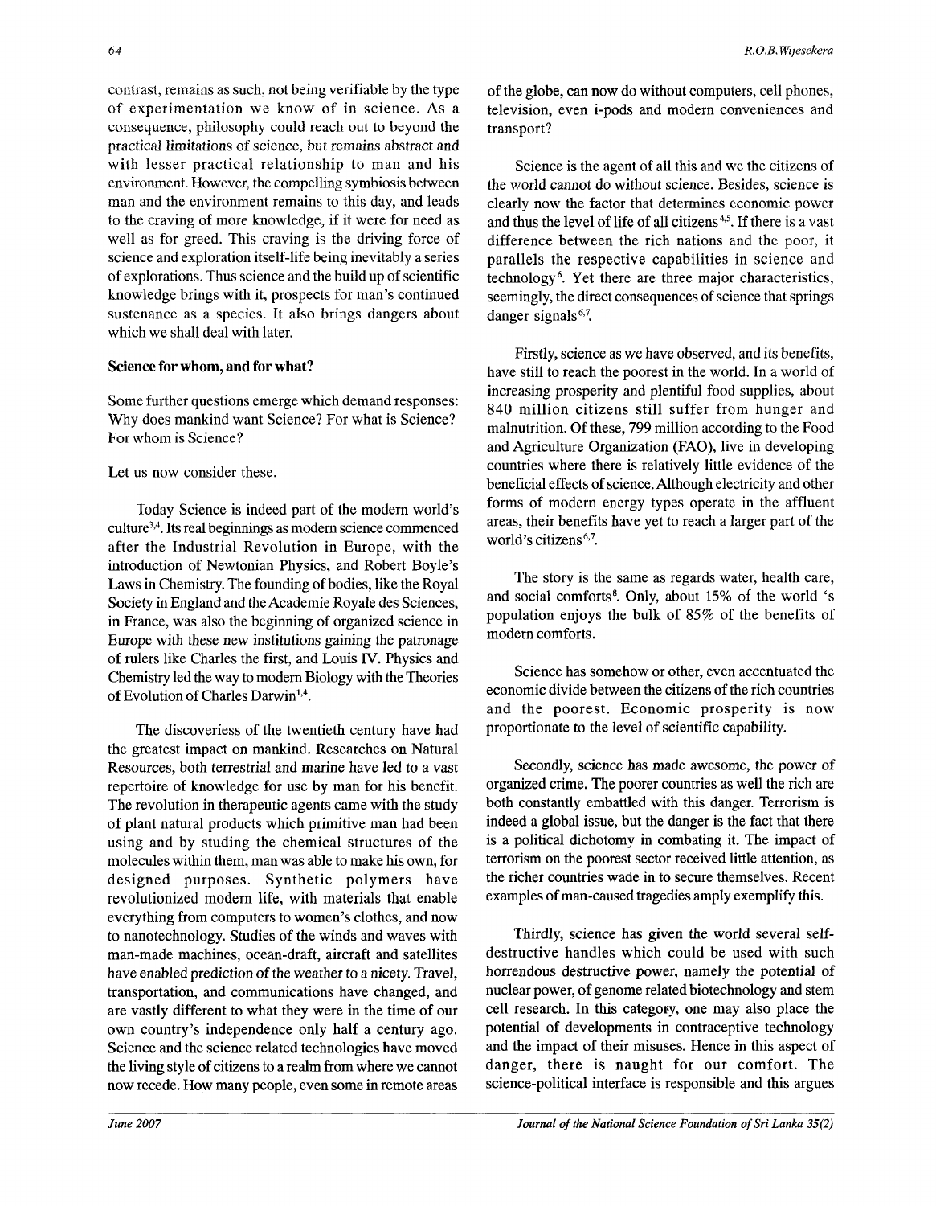contrast, remains as such, not being verifiable by the type of experimentation we know of in science. As a consequence, philosophy could reach out to beyond the practical limitations of science, but remains abstract and with lesser practical relationship to man and his environment. However, the compelling symbiosis between man and the environment remains to this day, and leads to the craving of more knowledge, if it were for need as well as for greed. This craving is the driving force of science and exploration itself-life being inevitably a series of explorations. Thus science and the build up of scientific knowledge brings with it, prospects for man's continued sustenance as a species. It also brings dangers about which we shall deal with later.

**Science for whom, and for what?**

Some further questions emerge which demand responses: Why does mankind want Science? For what is Science? For whom is Science?

Let us now consider these.

Today Science is indeed part of the modern world's culture[3,4]. Its real beginnings as modern science commenced after the Industrial Revolution in Europe, with the introduction of Newtonian Physics, and Robert Boyle's Laws in Chemistry. The founding of bodies, like the Royal Society in England and the Academie Royale des Sciences, in France, was also the beginning of organized science in Europe with these new institutions gaining the patronage of rulers like Charles the first, and Louis IV. Physics and Chemistry led the way to modern Biology with the Theories of Evolution of Charles Darwin[1,4].

The discoveriess of the twentieth century have had the greatest impact on mankind. Researches on Natural Resources, both terrestrial and marine have led to a vast repertoire of knowledge for use by man for his benefit. The revolution in therapeutic agents came with the study of plant natural products which primitive man had been using and by studing the chemical structures of the molecules within them, man was able to make his own, for designed purposes. Synthetic polymers have revolutionized modern life, with materials that enable everything from computers to women's clothes, and now to nanotechnology. Studies of the winds and waves with man-made machines, ocean-draft, aircraft and satellites have enabled prediction of the weather to a nicety. Travel, transportation, and communications have changed, and are vastly different to what they were in the time of our own country's independence only half a century ago. Science and the science related technologies have moved the living style of citizens to a realm from where we cannot now recede. How many people, even some in remote areas of the globe, can now do without computers, cell phones, television, even i-pods and modern conveniences and transport?

Science is the agent of all this and we the citizens of the world cannot do without science. Besides, science is clearly now the factor that determines economic power and thus the level of life of all citizens[4,5]. If there is a vast difference between the rich nations and the poor, it parallels the respective capabilities in science and technology[6]. Yet there are three major characteristics, seemingly, the direct consequences of science that springs danger signals[6,7].

Firstly, science as we have observed, and its benefits, have still to reach the poorest in the world. In a world of increasing prosperity and plentiful food supplies, about 840 million citizens still suffer from hunger and malnutrition. Of these, 799 million according to the Food and Agriculture Organization (FAO), live in developing countries where there is relatively little evidence of the beneficial effects of science. Although electricity and other forms of modern energy types operate in the affluent areas, their benefits have yet to reach a larger part of the world's citizens[6,7].

The story is the same as regards water, health care, and social comforts[8]. Only, about 15% of the world 's population enjoys the bulk of 85% of the benefits of modern comforts.

Science has somehow or other, even accentuated the economic divide between the citizens of the rich countries and the poorest. Economic prosperity is now proportionate to the level of scientific capability.

Secondly, science has made awesome, the power of organized crime. The poorer countries as well the rich are both constantly embattled with this danger. Terrorism is indeed a global issue, but the danger is the fact that there is a political dichotomy in combating it. The impact of terrorism on the poorest sector received little attention, as the richer countries wade in to secure themselves. Recent examples of man-caused tragedies amply exemplify this.

Thirdly, science has given the world several self-destructive handles which could be used with such horrendous destructive power, namely the potential of nuclear power, of genome related biotechnology and stem cell research. In this category, one may also place the potential of developments in contraceptive technology and the impact of their misuses. Hence in this aspect of danger, there is naught for our comfort. The science-political interface is responsible and this argues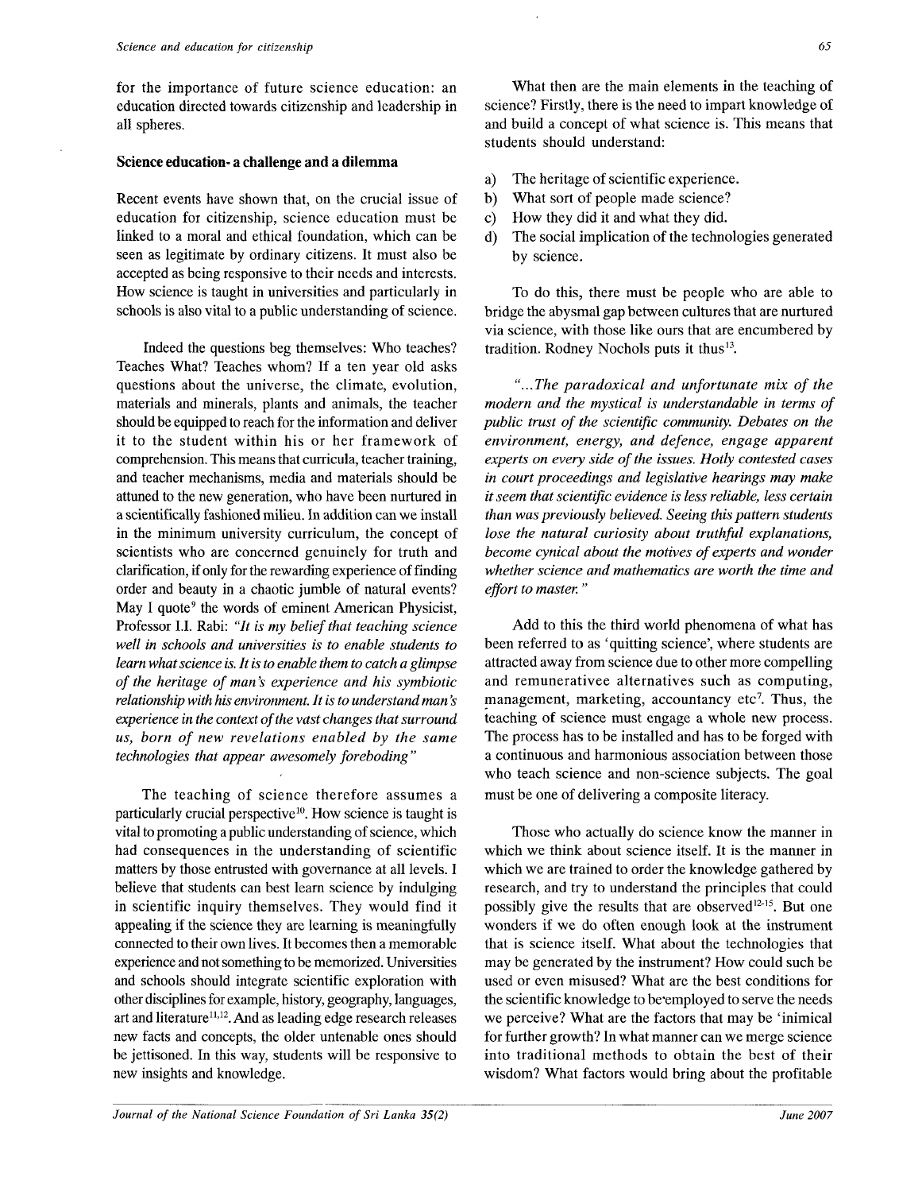for the importance of future science education: an education directed towards citizenship and leadership in all spheres.

## Science education- a challenge and a dilemma

Recent events have shown that, on the crucial issue of education for citizenship, science education must be linked to a moral and ethical foundation, which can be seen as legitimate by ordinary citizens. It must also be accepted as being responsive to their needs and interests. How science is taught in universities and particularly in schools is also vital to a public understanding of science.

Indeed the questions beg themselves: Who teaches? Teaches What? Teaches whom? If a ten year old asks questions about the universe, the climate, evolution, materials and minerals, plants and animals, the teacher should be equipped to reach for the information and deliver it to the student within his or her framework of comprehension. This means that curricula, teacher training, and teacher mechanisms, media and materials should be attuned to the new generation, who have been nurtured in a scientifically fashioned milieu. In addition can we install in the minimum university curriculum, the concept of scientists who are concerned genuinely for truth and clarification, if only for the rewarding experience of finding order and beauty in a chaotic jumble of natural events? May I quote[9] the words of eminent American Physicist, Professor I.I. Rabi: *"It is my belief that teaching science well in schools and universities is to enable students to learn what science is. It is to enable them to catch a glimpse of the heritage of man's experience and his symbiotic relationship with his environment. It is to understand man's experience in the context of the vast changes that surround us, born of new revelations enabled by the same technologies that appear awesomely foreboding"*

The teaching of science therefore assumes a particularly crucial perspective[10]. How science is taught is vital to promoting a public understanding of science, which had consequences in the understanding of scientific matters by those entrusted with governance at all levels. I believe that students can best learn science by indulging in scientific inquiry themselves. They would find it appealing if the science they are learning is meaningfully connected to their own lives. It becomes then a memorable experience and not something to be memorized. Universities and schools should integrate scientific exploration with other disciplines for example, history, geography, languages, art and literature[11,12]. And as leading edge research releases new facts and concepts, the older untenable ones should be jettisoned. In this way, students will be responsive to new insights and knowledge.

What then are the main elements in the teaching of science? Firstly, there is the need to impart knowledge of and build a concept of what science is. This means that students should understand:

a) The heritage of scientific experience.
b) What sort of people made science?
c) How they did it and what they did.
d) The social implication of the technologies generated by science.

To do this, there must be people who are able to bridge the abysmal gap between cultures that are nurtured via science, with those like ours that are encumbered by tradition. Rodney Nochols puts it thus[13].

*"...The paradoxical and unfortunate mix of the modern and the mystical is understandable in terms of public trust of the scientific community. Debates on the environment, energy, and defence, engage apparent experts on every side of the issues. Hotly contested cases in court proceedings and legislative hearings may make it seem that scientific evidence is less reliable, less certain than was previously believed. Seeing this pattern students lose the natural curiosity about truthful explanations, become cynical about the motives of experts and wonder whether science and mathematics are worth the time and effort to master."*

Add to this the third world phenomena of what has been referred to as 'quitting science', where students are attracted away from science due to other more compelling and remunerativee alternatives such as computing, management, marketing, accountancy etc[7]. Thus, the teaching of science must engage a whole new process. The process has to be installed and has to be forged with a continuous and harmonious association between those who teach science and non-science subjects. The goal must be one of delivering a composite literacy.

Those who actually do science know the manner in which we think about science itself. It is the manner in which we are trained to order the knowledge gathered by research, and try to understand the principles that could possibly give the results that are observed[12-15]. But one wonders if we do often enough look at the instrument that is science itself. What about the technologies that may be generated by the instrument? How could such be used or even misused? What are the best conditions for the scientific knowledge to be employed to serve the needs we perceive? What are the factors that may be 'inimical for further growth? In what manner can we merge science into traditional methods to obtain the best of their wisdom? What factors would bring about the profitable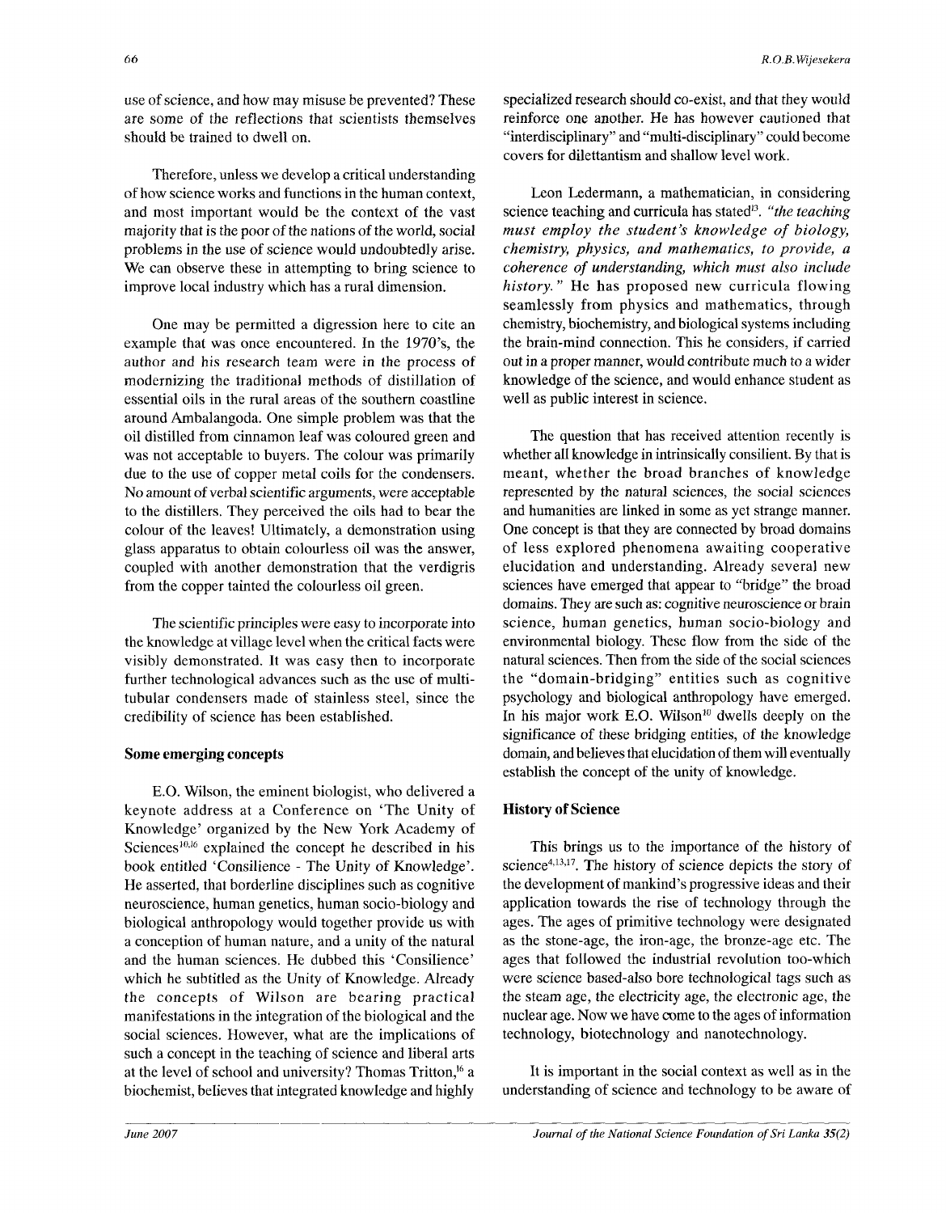use of science, and how may misuse be prevented? These are some of the reflections that scientists themselves should be trained to dwell on.

Therefore, unless we develop a critical understanding of how science works and functions in the human context, and most important would be the context of the vast majority that is the poor of the nations of the world, social problems in the use of science would undoubtedly arise. We can observe these in attempting to bring science to improve local industry which has a rural dimension.

One may be permitted a digression here to cite an example that was once encountered. In the 1970's, the author and his research team were in the process of modernizing the traditional methods of distillation of essential oils in the rural areas of the southern coastline around Ambalangoda. One simple problem was that the oil distilled from cinnamon leaf was coloured green and was not acceptable to buyers. The colour was primarily due to the use of copper metal coils for the condensers. No amount of verbal scientific arguments, were acceptable to the distillers. They perceived the oils had to bear the colour of the leaves! Ultimately, a demonstration using glass apparatus to obtain colourless oil was the answer, coupled with another demonstration that the verdigris from the copper tainted the colourless oil green.

The scientific principles were easy to incorporate into the knowledge at village level when the critical facts were visibly demonstrated. It was easy then to incorporate further technological advances such as the use of multi-tubular condensers made of stainless steel, since the credibility of science has been established.

## Some emerging concepts

E.O. Wilson, the eminent biologist, who delivered a keynote address at a Conference on 'The Unity of Knowledge' organized by the New York Academy of Sciences[10,16] explained the concept he described in his book entitled 'Consilience - The Unity of Knowledge'. He asserted, that borderline disciplines such as cognitive neuroscience, human genetics, human socio-biology and biological anthropology would together provide us with a conception of human nature, and a unity of the natural and the human sciences. He dubbed this 'Consilience' which he subtitled as the Unity of Knowledge. Already the concepts of Wilson are bearing practical manifestations in the integration of the biological and the social sciences. However, what are the implications of such a concept in the teaching of science and liberal arts at the level of school and university? Thomas Tritton,[16] a biochemist, believes that integrated knowledge and highly specialized research should co-exist, and that they would reinforce one another. He has however cautioned that "interdisciplinary" and "multi-disciplinary" could become covers for dilettantism and shallow level work.

Leon Ledermann, a mathematician, in considering science teaching and curricula has stated[13]. *"the teaching must employ the student's knowledge of biology, chemistry, physics, and mathematics, to provide, a coherence of understanding, which must also include history."* He has proposed new curricula flowing seamlessly from physics and mathematics, through chemistry, biochemistry, and biological systems including the brain-mind connection. This he considers, if carried out in a proper manner, would contribute much to a wider knowledge of the science, and would enhance student as well as public interest in science.

The question that has received attention recently is whether all knowledge in intrinsically consilient. By that is meant, whether the broad branches of knowledge represented by the natural sciences, the social sciences and humanities are linked in some as yet strange manner. One concept is that they are connected by broad domains of less explored phenomena awaiting cooperative elucidation and understanding. Already several new sciences have emerged that appear to "bridge" the broad domains. They are such as: cognitive neuroscience or brain science, human genetics, human socio-biology and environmental biology. These flow from the side of the natural sciences. Then from the side of the social sciences the "domain-bridging" entities such as cognitive psychology and biological anthropology have emerged. In his major work E.O. Wilson[10] dwells deeply on the significance of these bridging entities, of the knowledge domain, and believes that elucidation of them will eventually establish the concept of the unity of knowledge.

## History of Science

This brings us to the importance of the history of science[4,13,17]. The history of science depicts the story of the development of mankind's progressive ideas and their application towards the rise of technology through the ages. The ages of primitive technology were designated as the stone-age, the iron-age, the bronze-age etc. The ages that followed the industrial revolution too-which were science based-also bore technological tags such as the steam age, the electricity age, the electronic age, the nuclear age. Now we have come to the ages of information technology, biotechnology and nanotechnology.

It is important in the social context as well as in the understanding of science and technology to be aware of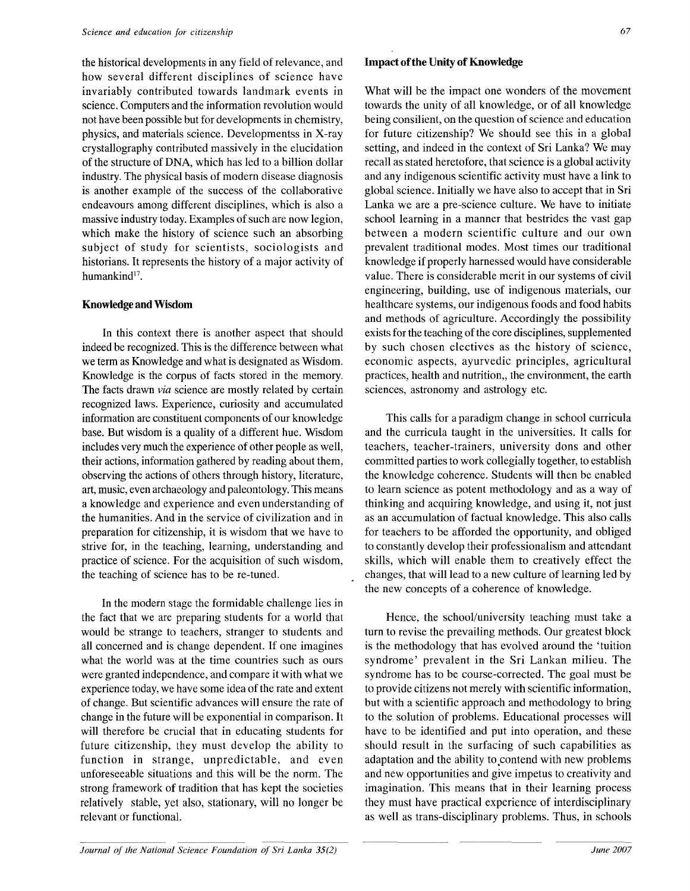the historical developments in any field of relevance, and how several different disciplines of science have invariably contributed towards landmark events in science. Computers and the information revolution would not have been possible but for developments in chemistry, physics, and materials science. Developmentss in X-ray crystallography contributed massively in the elucidation of the structure of DNA, which has led to a billion dollar industry. The physical basis of modern disease diagnosis is another example of the success of the collaborative endeavours among different disciplines, which is also a massive industry today. Examples of such are now legion, which make the history of science such an absorbing subject of study for scientists, sociologists and historians. It represents the history of a major activity of humankind[17].

## Knowledge and Wisdom

In this context there is another aspect that should indeed be recognized. This is the difference between what we term as Knowledge and what is designated as Wisdom. Knowledge is the corpus of facts stored in the memory. The facts drawn *via* science are mostly related by certain recognized laws. Experience, curiosity and accumulated information are constituent components of our knowledge base. But wisdom is a quality of a different hue. Wisdom includes very much the experience of other people as well, their actions, information gathered by reading about them, observing the actions of others through history, literature, art, music, even archaeology and paleontology. This means a knowledge and experience and even understanding of the humanities. And in the service of civilization and in preparation for citizenship, it is wisdom that we have to strive for, in the teaching, learning, understanding and practice of science. For the acquisition of such wisdom, the teaching of science has to be re-tuned.

In the modern stage the formidable challenge lies in the fact that we are preparing students for a world that would be strange to teachers, stranger to students and all concerned and is change dependent. If one imagines what the world was at the time countries such as ours were granted independence, and compare it with what we experience today, we have some idea of the rate and extent of change. But scientific advances will ensure the rate of change in the future will be exponential in comparison. It will therefore be crucial that in educating students for future citizenship, they must develop the ability to function in strange, unpredictable, and even unforeseeable situations and this will be the norm. The strong framework of tradition that has kept the societies relatively stable, yet also, stationary, will no longer be relevant or functional.

## Impact of the Unity of Knowledge

What will be the impact one wonders of the movement towards the unity of all knowledge, or of all knowledge being consilient, on the question of science and education for future citizenship? We should see this in a global setting, and indeed in the context of Sri Lanka? We may recall as stated heretofore, that science is a global activity and any indigenous scientific activity must have a link to global science. Initially we have also to accept that in Sri Lanka we are a pre-science culture. We have to initiate school learning in a manner that bestrides the vast gap between a modern scientific culture and our own prevalent traditional modes. Most times our traditional knowledge if properly harnessed would have considerable value. There is considerable merit in our systems of civil engineering, building, use of indigenous materials, our healthcare systems, our indigenous foods and food habits and methods of agriculture. Accordingly the possibility exists for the teaching of the core disciplines, supplemented by such chosen electives as the history of science, economic aspects, ayurvedic principles, agricultural practices, health and nutrition,, the environment, the earth sciences, astronomy and astrology etc.

This calls for a paradigm change in school curricula and the curricula taught in the universities. It calls for teachers, teacher-trainers, university dons and other committed parties to work collegially together, to establish the knowledge coherence. Students will then be enabled to learn science as potent methodology and as a way of thinking and acquiring knowledge, and using it, not just as an accumulation of factual knowledge. This also calls for teachers to be afforded the opportunity, and obliged to constantly develop their professionalism and attendant skills, which will enable them to creatively effect the changes, that will lead to a new culture of learning led by the new concepts of a coherence of knowledge.

Hence, the school/university teaching must take a turn to revise the prevailing methods. Our greatest block is the methodology that has evolved around the 'tuition syndrome' prevalent in the Sri Lankan milieu. The syndrome has to be course-corrected. The goal must be to provide citizens not merely with scientific information, but with a scientific approach and methodology to bring to the solution of problems. Educational processes will have to be identified and put into operation, and these should result in the surfacing of such capabilities as adaptation and the ability to contend with new problems and new opportunities and give impetus to creativity and imagination. This means that in their learning process they must have practical experience of interdisciplinary as well as trans-disciplinary problems. Thus, in schools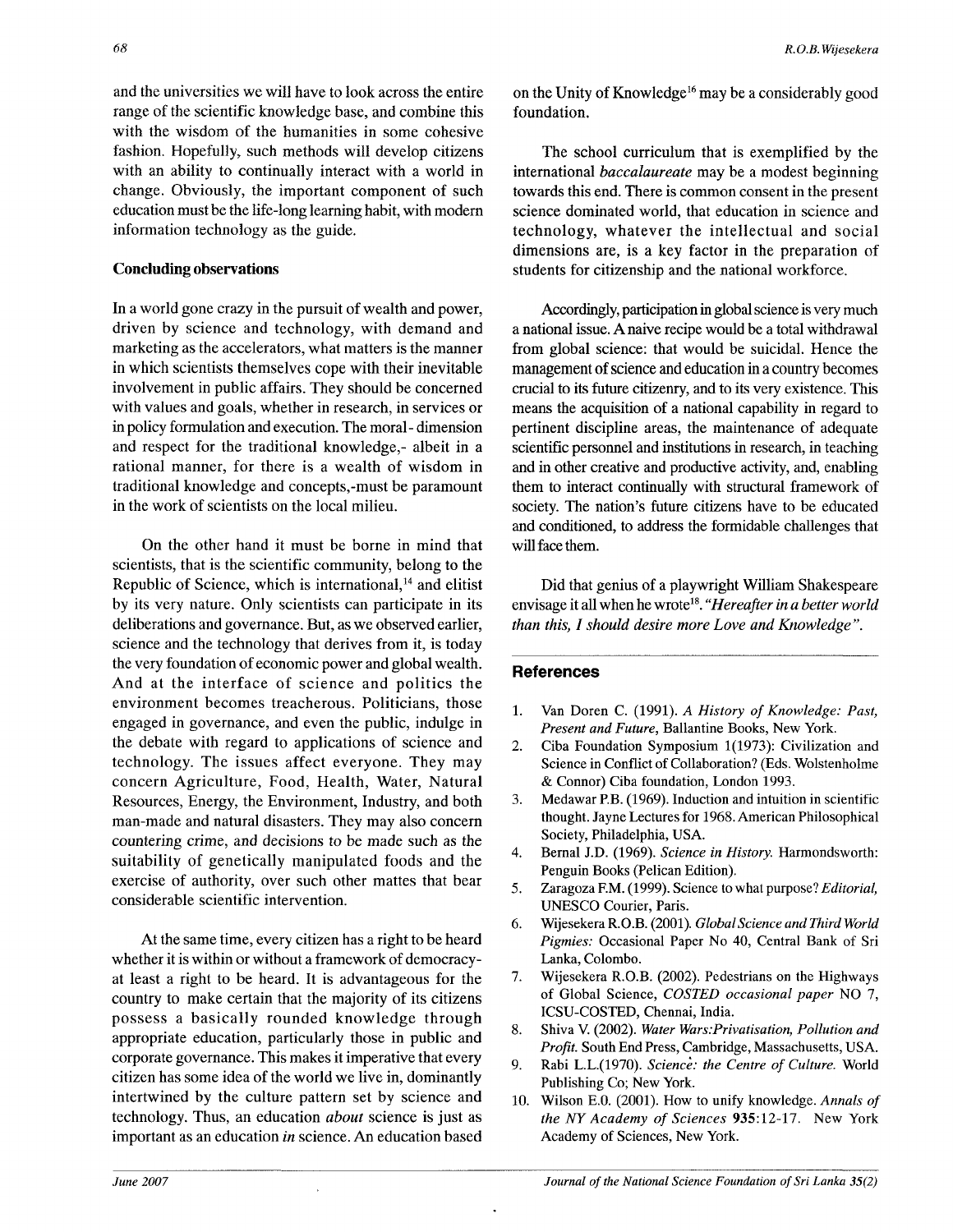and the universities we will have to look across the entire range of the scientific knowledge base, and combine this with the wisdom of the humanities in some cohesive fashion. Hopefully, such methods will develop citizens with an ability to continually interact with a world in change. Obviously, the important component of such education must be the life-long learning habit, with modern information technology as the guide.

## Concluding observations

In a world gone crazy in the pursuit of wealth and power, driven by science and technology, with demand and marketing as the accelerators, what matters is the manner in which scientists themselves cope with their inevitable involvement in public affairs. They should be concerned with values and goals, whether in research, in services or in policy formulation and execution. The moral - dimension and respect for the traditional knowledge,- albeit in a rational manner, for there is a wealth of wisdom in traditional knowledge and concepts,-must be paramount in the work of scientists on the local milieu.

On the other hand it must be borne in mind that scientists, that is the scientific community, belong to the Republic of Science, which is international,[14] and elitist by its very nature. Only scientists can participate in its deliberations and governance. But, as we observed earlier, science and the technology that derives from it, is today the very foundation of economic power and global wealth. And at the interface of science and politics the environment becomes treacherous. Politicians, those engaged in governance, and even the public, indulge in the debate with regard to applications of science and technology. The issues affect everyone. They may concern Agriculture, Food, Health, Water, Natural Resources, Energy, the Environment, Industry, and both man-made and natural disasters. They may also concern countering crime, and decisions to be made such as the suitability of genetically manipulated foods and the exercise of authority, over such other mattes that bear considerable scientific intervention.

At the same time, every citizen has a right to be heard whether it is within or without a framework of democracy- at least a right to be heard. It is advantageous for the country to make certain that the majority of its citizens possess a basically rounded knowledge through appropriate education, particularly those in public and corporate governance. This makes it imperative that every citizen has some idea of the world we live in, dominantly intertwined by the culture pattern set by science and technology. Thus, an education *about* science is just as important as an education *in* science. An education based on the Unity of Knowledge[16] may be a considerably good foundation.

The school curriculum that is exemplified by the international *baccalaureate* may be a modest beginning towards this end. There is common consent in the present science dominated world, that education in science and technology, whatever the intellectual and social dimensions are, is a key factor in the preparation of students for citizenship and the national workforce.

Accordingly, participation in global science is very much a national issue. A naive recipe would be a total withdrawal from global science: that would be suicidal. Hence the management of science and education in a country becomes crucial to its future citizenry, and to its very existence. This means the acquisition of a national capability in regard to pertinent discipline areas, the maintenance of adequate scientific personnel and institutions in research, in teaching and in other creative and productive activity, and, enabling them to interact continually with structural framework of society. The nation's future citizens have to be educated and conditioned, to address the formidable challenges that will face them.

Did that genius of a playwright William Shakespeare envisage it all when he wrote[18]. *"Hereafter in a better world than this, I should desire more Love and Knowledge".*

## References

1. Van Doren C. (1991). *A History of Knowledge: Past, Present and Future,* Ballantine Books, New York.
2. Ciba Foundation Symposium 1(1973): Civilization and Science in Conflict of Collaboration? (Eds. Wolstenholme & Connor) Ciba foundation, London 1993.
3. Medawar P.B. (1969). Induction and intuition in scientific thought. Jayne Lectures for 1968. American Philosophical Society, Philadelphia, USA.
4. Bernal J.D. (1969). *Science in History.* Harmondsworth: Penguin Books (Pelican Edition).
5. Zaragoza F.M. (1999). Science to what purpose? *Editorial,* UNESCO Courier, Paris.
6. Wijesekera R.O.B. (2001). *Global Science and Third World Pigmies:* Occasional Paper No 40, Central Bank of Sri Lanka, Colombo.
7. Wijesekera R.O.B. (2002). Pedestrians on the Highways of Global Science, *COSTED occasional paper* NO 7, ICSU-COSTED, Chennai, India.
8. Shiva V. (2002). *Water Wars:Privatisation, Pollution and Profit.* South End Press, Cambridge, Massachusetts, USA.
9. Rabi L.L.(1970). *Science: the Centre of Culture.* World Publishing Co; New York.
10. Wilson E.O. (2001). How to unify knowledge. *Annals of the NY Academy of Sciences* **935**:12-17. New York Academy of Sciences, New York.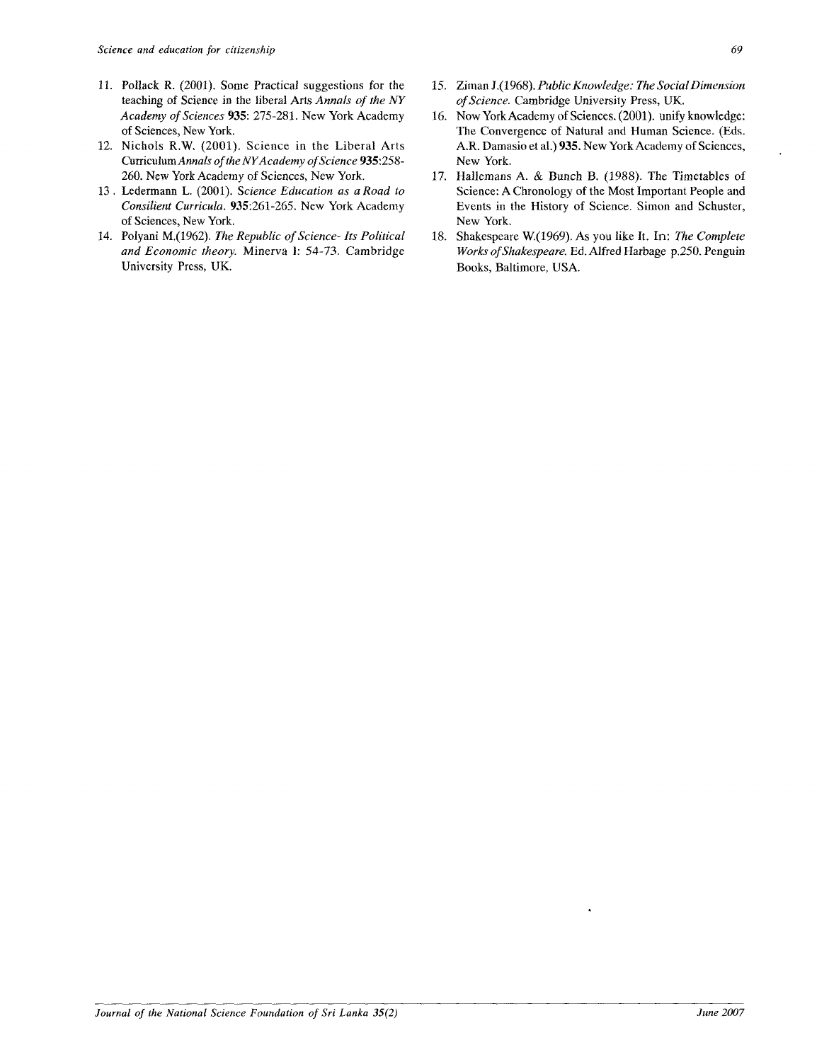11. Pollack R. (2001). Some Practical suggestions for the teaching of Science in the liberal Arts *Annals of the NY Academy of Sciences* **935**: 275-281. New York Academy of Sciences, New York.
12. Nichols R.W. (2001). Science in the Liberal Arts Curriculum *Annals of the NY Academy of Science* **935**:258-260. New York Academy of Sciences, New York.
13. Ledermann L. (2001). *Science Education as a Road to Consilient Curricula*. **935**:261-265. New York Academy of Sciences, New York.
14. Polyani M.(1962). *The Republic of Science- Its Political and Economic theory.* Minerva **1**: 54-73. Cambridge University Press, UK.
15. Ziman J.(1968). *Public Knowledge: The Social Dimension of Science.* Cambridge University Press, UK.
16. Now York Academy of Sciences. (2001). unify knowledge: The Convergence of Natural and Human Science. (Eds. A.R. Damasio et al.) **935**. New York Academy of Sciences, New York.
17. Hallemans A. & Bunch B. (1988). The Timetables of Science: A Chronology of the Most Important People and Events in the History of Science. Simon and Schuster, New York.
18. Shakespeare W.(1969). As you like It. In: *The Complete Works of Shakespeare.* Ed. Alfred Harbage p.250. Penguin Books, Baltimore, USA.